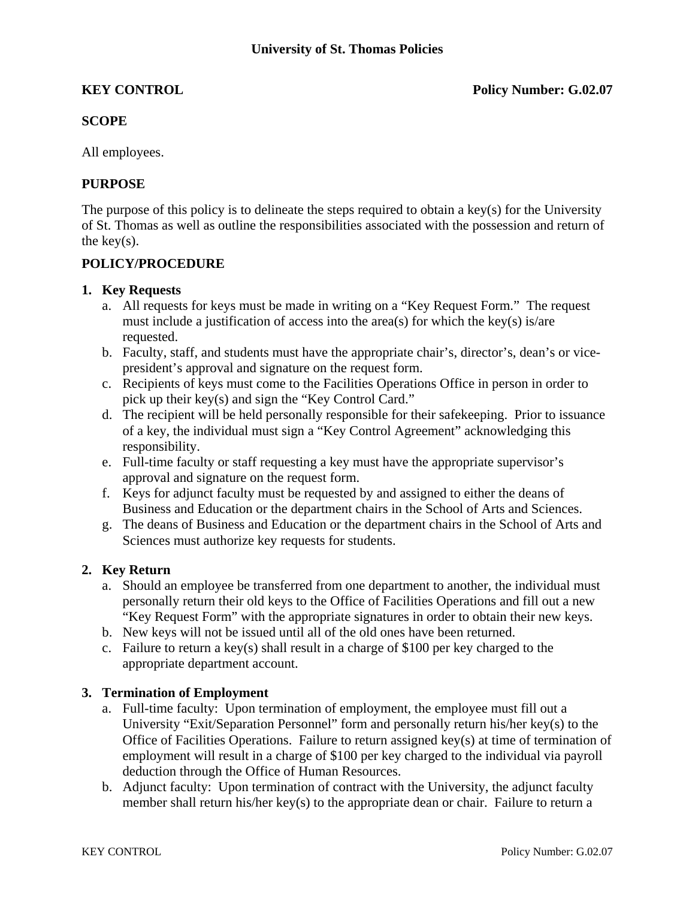# University of St. Thomas Policies

**KEY CONTROL** **Policy Number: G.02.07**

## SCOPE

All employees.

## PURPOSE

The purpose of this policy is to delineate the steps required to obtain a key(s) for the University of St. Thomas as well as outline the responsibilities associated with the possession and return of the key(s).

## POLICY/PROCEDURE

1. **Key Requests**
   a. All requests for keys must be made in writing on a "Key Request Form." The request must include a justification of access into the area(s) for which the key(s) is/are requested.
   b. Faculty, staff, and students must have the appropriate chair's, director's, dean's or vice-president's approval and signature on the request form.
   c. Recipients of keys must come to the Facilities Operations Office in person in order to pick up their key(s) and sign the "Key Control Card."
   d. The recipient will be held personally responsible for their safekeeping. Prior to issuance of a key, the individual must sign a "Key Control Agreement" acknowledging this responsibility.
   e. Full-time faculty or staff requesting a key must have the appropriate supervisor's approval and signature on the request form.
   f. Keys for adjunct faculty must be requested by and assigned to either the deans of Business and Education or the department chairs in the School of Arts and Sciences.
   g. The deans of Business and Education or the department chairs in the School of Arts and Sciences must authorize key requests for students.

2. **Key Return**
   a. Should an employee be transferred from one department to another, the individual must personally return their old keys to the Office of Facilities Operations and fill out a new "Key Request Form" with the appropriate signatures in order to obtain their new keys.
   b. New keys will not be issued until all of the old ones have been returned.
   c. Failure to return a key(s) shall result in a charge of $100 per key charged to the appropriate department account.

3. **Termination of Employment**
   a. Full-time faculty: Upon termination of employment, the employee must fill out a University "Exit/Separation Personnel" form and personally return his/her key(s) to the Office of Facilities Operations. Failure to return assigned key(s) at time of termination of employment will result in a charge of $100 per key charged to the individual via payroll deduction through the Office of Human Resources.
   b. Adjunct faculty: Upon termination of contract with the University, the adjunct faculty member shall return his/her key(s) to the appropriate dean or chair. Failure to return a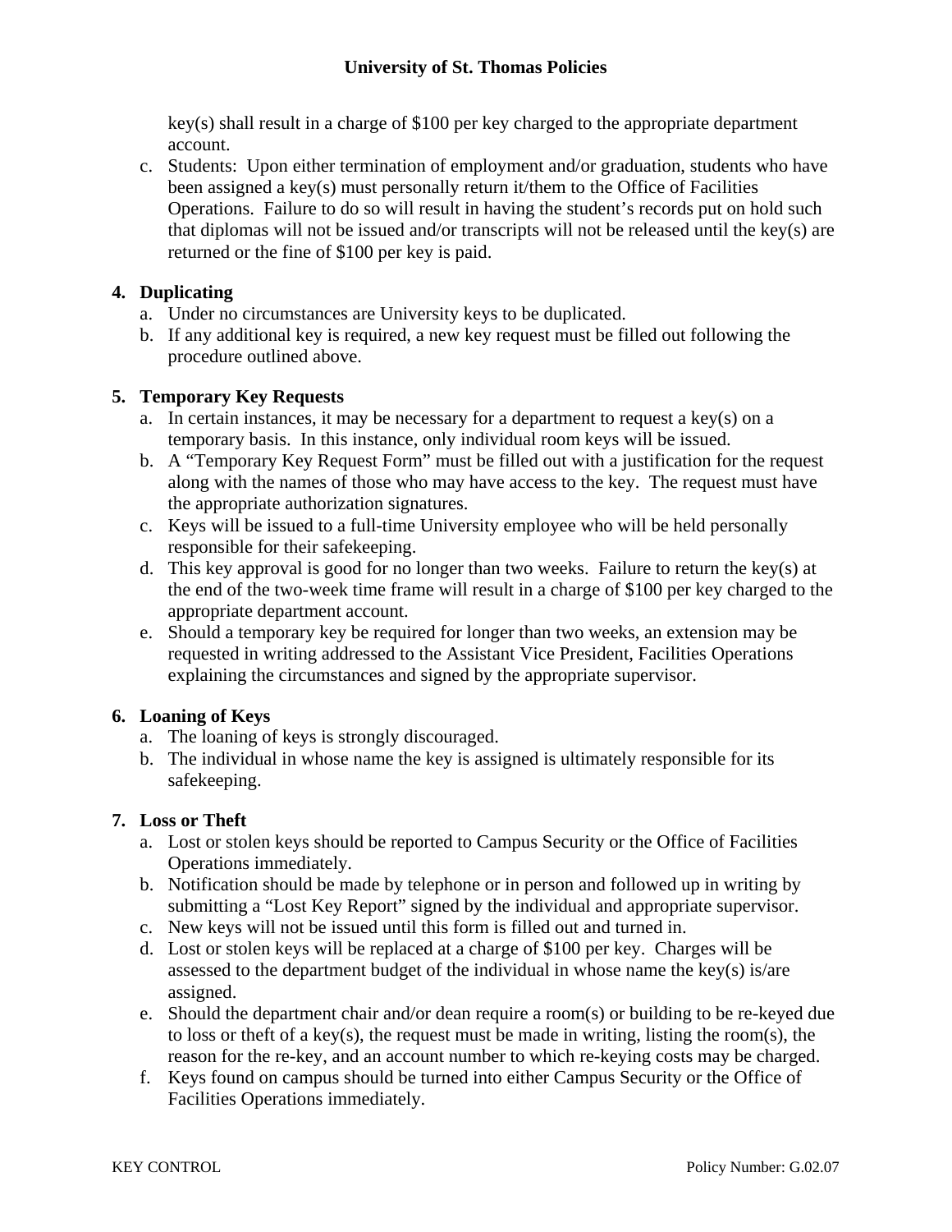key(s) shall result in a charge of $100 per key charged to the appropriate department account.

c. Students: Upon either termination of employment and/or graduation, students who have been assigned a key(s) must personally return it/them to the Office of Facilities Operations. Failure to do so will result in having the student's records put on hold such that diplomas will not be issued and/or transcripts will not be released until the key(s) are returned or the fine of $100 per key is paid.

**4. Duplicating**

a. Under no circumstances are University keys to be duplicated.
b. If any additional key is required, a new key request must be filled out following the procedure outlined above.

**5. Temporary Key Requests**

a. In certain instances, it may be necessary for a department to request a key(s) on a temporary basis. In this instance, only individual room keys will be issued.
b. A "Temporary Key Request Form" must be filled out with a justification for the request along with the names of those who may have access to the key. The request must have the appropriate authorization signatures.
c. Keys will be issued to a full-time University employee who will be held personally responsible for their safekeeping.
d. This key approval is good for no longer than two weeks. Failure to return the key(s) at the end of the two-week time frame will result in a charge of $100 per key charged to the appropriate department account.
e. Should a temporary key be required for longer than two weeks, an extension may be requested in writing addressed to the Assistant Vice President, Facilities Operations explaining the circumstances and signed by the appropriate supervisor.

**6. Loaning of Keys**

a. The loaning of keys is strongly discouraged.
b. The individual in whose name the key is assigned is ultimately responsible for its safekeeping.

**7. Loss or Theft**

a. Lost or stolen keys should be reported to Campus Security or the Office of Facilities Operations immediately.
b. Notification should be made by telephone or in person and followed up in writing by submitting a "Lost Key Report" signed by the individual and appropriate supervisor.
c. New keys will not be issued until this form is filled out and turned in.
d. Lost or stolen keys will be replaced at a charge of $100 per key. Charges will be assessed to the department budget of the individual in whose name the key(s) is/are assigned.
e. Should the department chair and/or dean require a room(s) or building to be re-keyed due to loss or theft of a key(s), the request must be made in writing, listing the room(s), the reason for the re-key, and an account number to which re-keying costs may be charged.
f. Keys found on campus should be turned into either Campus Security or the Office of Facilities Operations immediately.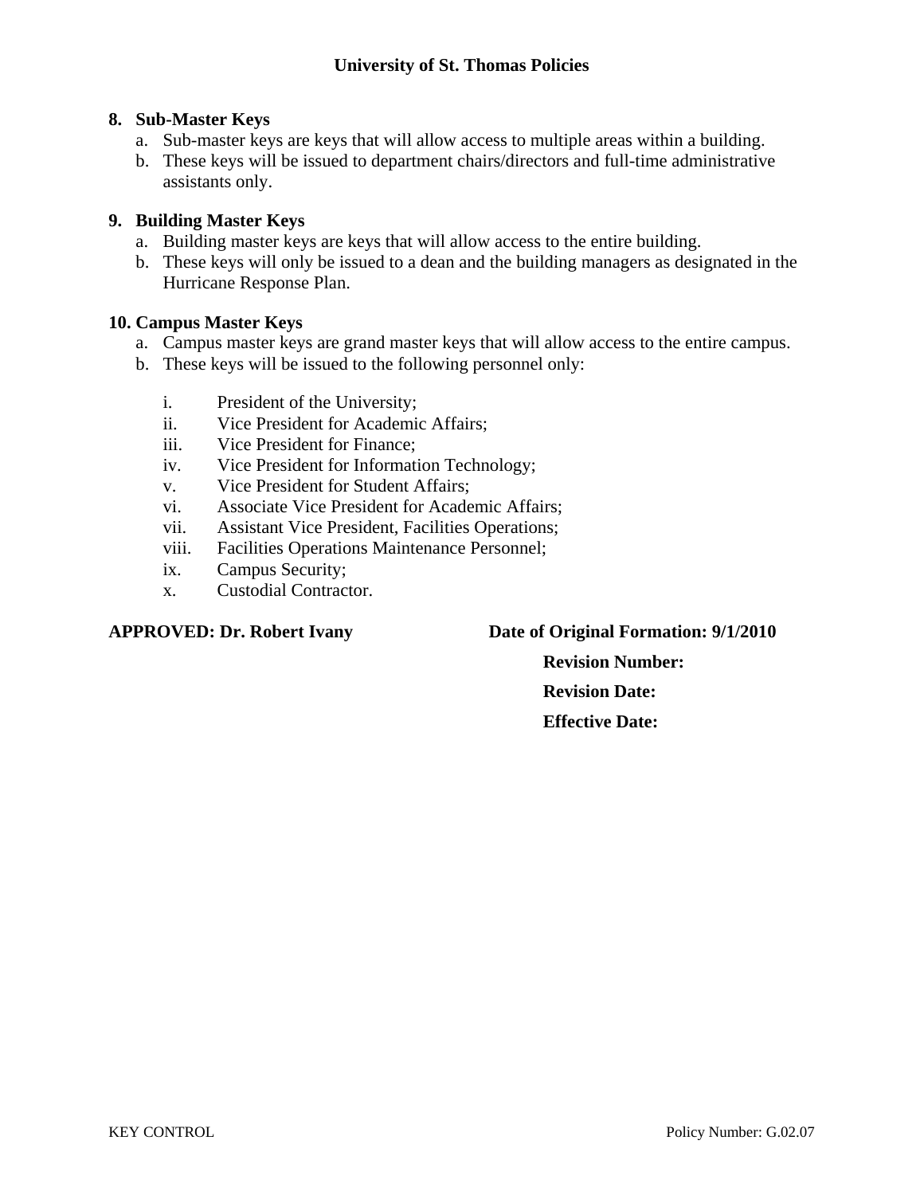**8. Sub-Master Keys**

a. Sub-master keys are keys that will allow access to multiple areas within a building.
b. These keys will be issued to department chairs/directors and full-time administrative assistants only.

**9. Building Master Keys**

a. Building master keys are keys that will allow access to the entire building.
b. These keys will only be issued to a dean and the building managers as designated in the Hurricane Response Plan.

**10. Campus Master Keys**

a. Campus master keys are grand master keys that will allow access to the entire campus.
b. These keys will be issued to the following personnel only:

   i. President of the University;
   ii. Vice President for Academic Affairs;
   iii. Vice President for Finance;
   iv. Vice President for Information Technology;
   v. Vice President for Student Affairs;
   vi. Associate Vice President for Academic Affairs;
   vii. Assistant Vice President, Facilities Operations;
   viii. Facilities Operations Maintenance Personnel;
   ix. Campus Security;
   x. Custodial Contractor.

**APPROVED: Dr. Robert Ivany**

**Date of Original Formation: 9/1/2010**

**Revision Number:**

**Revision Date:**

**Effective Date:**